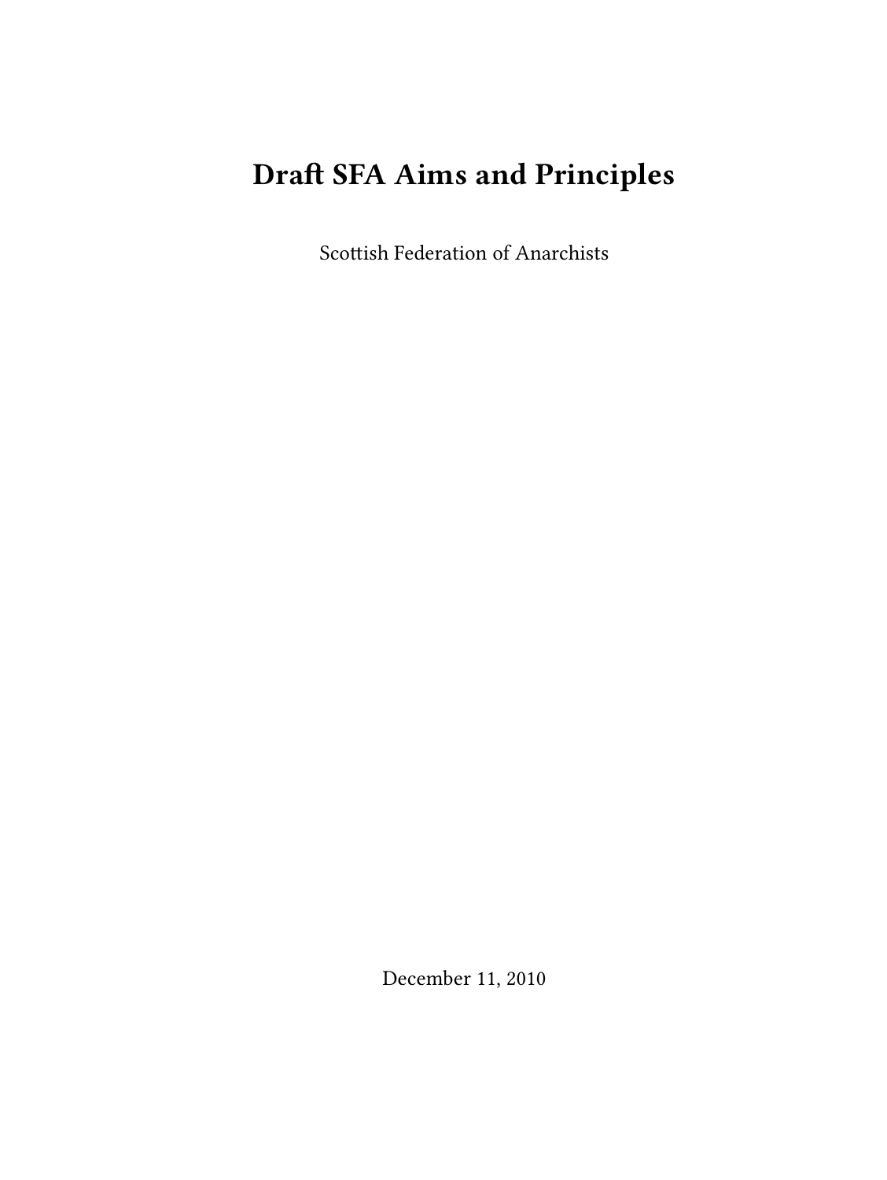# Draft SFA Aims and Principles

Scottish Federation of Anarchists

December 11, 2010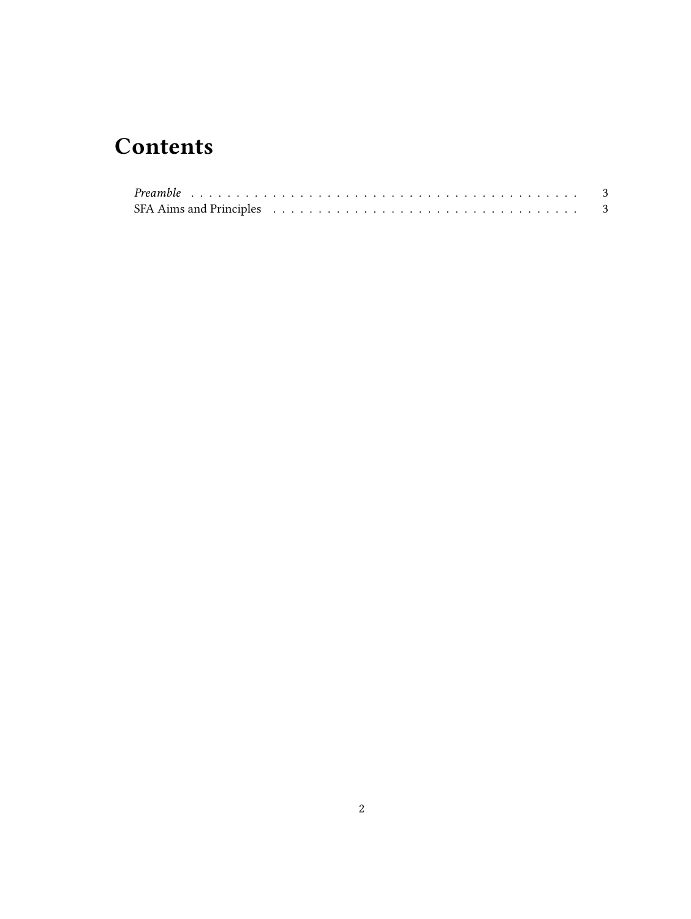# Contents

*Preamble* . . . . . . . . . . . . . . . . . . . . . . . . . . . . . . . . . . . . . . . . . . 3
SFA Aims and Principles . . . . . . . . . . . . . . . . . . . . . . . . . . . . . . . . . . 3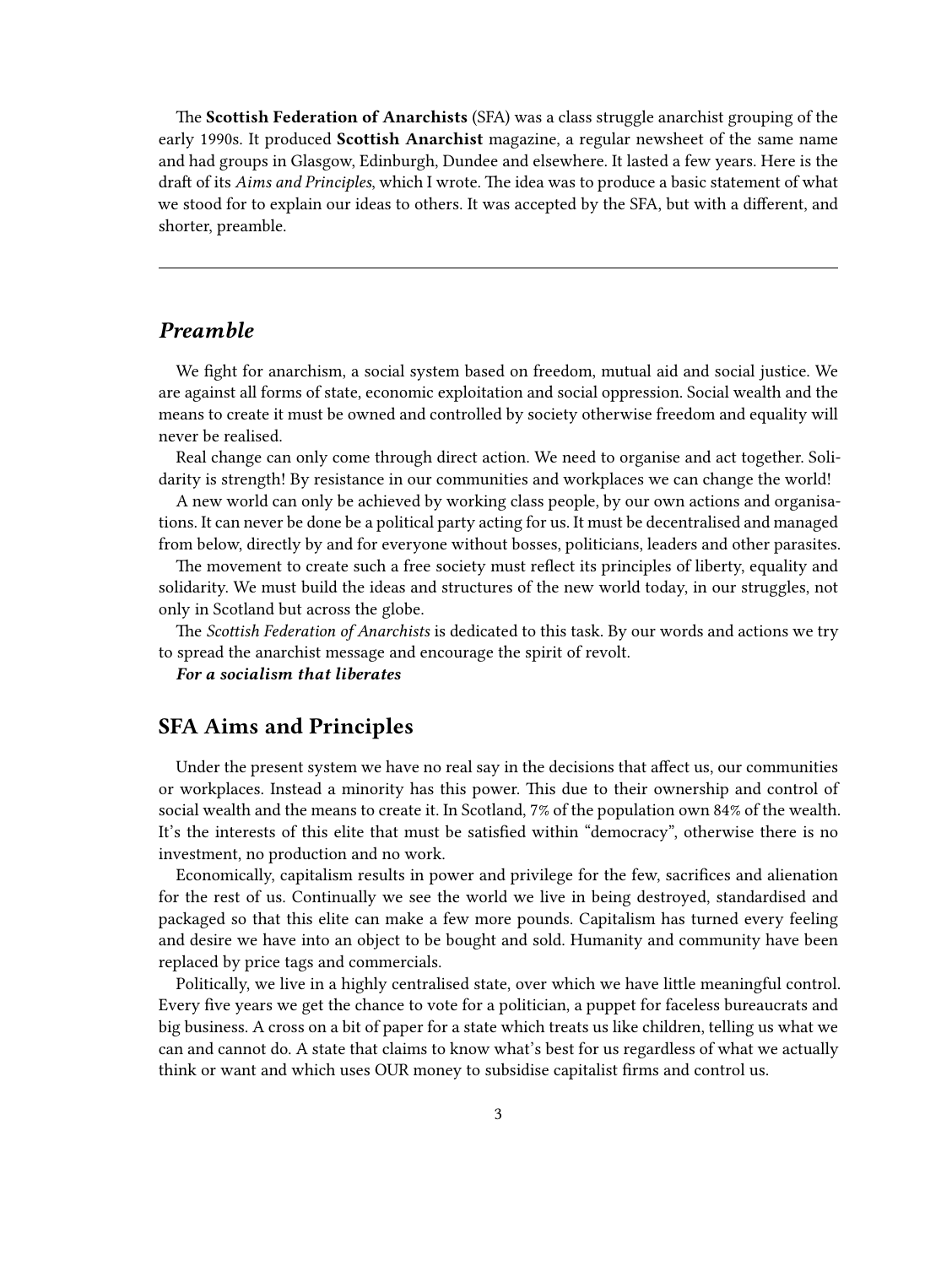The **Scottish Federation of Anarchists** (SFA) was a class struggle anarchist grouping of the early 1990s. It produced **Scottish Anarchist** magazine, a regular newsheet of the same name and had groups in Glasgow, Edinburgh, Dundee and elsewhere. It lasted a few years. Here is the draft of its *Aims and Principles*, which I wrote. The idea was to produce a basic statement of what we stood for to explain our ideas to others. It was accepted by the SFA, but with a different, and shorter, preamble.

---

## *Preamble*

We fight for anarchism, a social system based on freedom, mutual aid and social justice. We are against all forms of state, economic exploitation and social oppression. Social wealth and the means to create it must be owned and controlled by society otherwise freedom and equality will never be realised.

Real change can only come through direct action. We need to organise and act together. Solidarity is strength! By resistance in our communities and workplaces we can change the world!

A new world can only be achieved by working class people, by our own actions and organisations. It can never be done be a political party acting for us. It must be decentralised and managed from below, directly by and for everyone without bosses, politicians, leaders and other parasites.

The movement to create such a free society must reflect its principles of liberty, equality and solidarity. We must build the ideas and structures of the new world today, in our struggles, not only in Scotland but across the globe.

The *Scottish Federation of Anarchists* is dedicated to this task. By our words and actions we try to spread the anarchist message and encourage the spirit of revolt.

***For a socialism that liberates***

## SFA Aims and Principles

Under the present system we have no real say in the decisions that affect us, our communities or workplaces. Instead a minority has this power. This due to their ownership and control of social wealth and the means to create it. In Scotland, 7% of the population own 84% of the wealth. It's the interests of this elite that must be satisfied within "democracy", otherwise there is no investment, no production and no work.

Economically, capitalism results in power and privilege for the few, sacrifices and alienation for the rest of us. Continually we see the world we live in being destroyed, standardised and packaged so that this elite can make a few more pounds. Capitalism has turned every feeling and desire we have into an object to be bought and sold. Humanity and community have been replaced by price tags and commercials.

Politically, we live in a highly centralised state, over which we have little meaningful control. Every five years we get the chance to vote for a politician, a puppet for faceless bureaucrats and big business. A cross on a bit of paper for a state which treats us like children, telling us what we can and cannot do. A state that claims to know what's best for us regardless of what we actually think or want and which uses OUR money to subsidise capitalist firms and control us.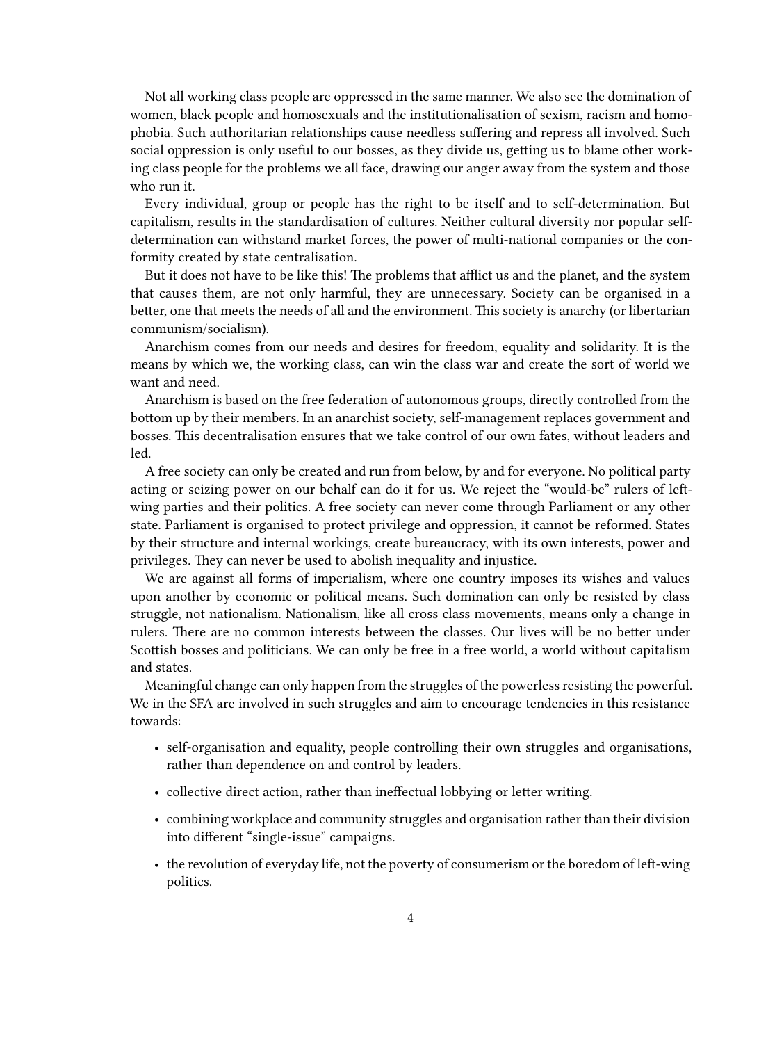Not all working class people are oppressed in the same manner. We also see the domination of women, black people and homosexuals and the institutionalisation of sexism, racism and homophobia. Such authoritarian relationships cause needless suffering and repress all involved. Such social oppression is only useful to our bosses, as they divide us, getting us to blame other working class people for the problems we all face, drawing our anger away from the system and those who run it.

Every individual, group or people has the right to be itself and to self-determination. But capitalism, results in the standardisation of cultures. Neither cultural diversity nor popular self-determination can withstand market forces, the power of multi-national companies or the conformity created by state centralisation.

But it does not have to be like this! The problems that afflict us and the planet, and the system that causes them, are not only harmful, they are unnecessary. Society can be organised in a better, one that meets the needs of all and the environment. This society is anarchy (or libertarian communism/socialism).

Anarchism comes from our needs and desires for freedom, equality and solidarity. It is the means by which we, the working class, can win the class war and create the sort of world we want and need.

Anarchism is based on the free federation of autonomous groups, directly controlled from the bottom up by their members. In an anarchist society, self-management replaces government and bosses. This decentralisation ensures that we take control of our own fates, without leaders and led.

A free society can only be created and run from below, by and for everyone. No political party acting or seizing power on our behalf can do it for us. We reject the "would-be" rulers of left-wing parties and their politics. A free society can never come through Parliament or any other state. Parliament is organised to protect privilege and oppression, it cannot be reformed. States by their structure and internal workings, create bureaucracy, with its own interests, power and privileges. They can never be used to abolish inequality and injustice.

We are against all forms of imperialism, where one country imposes its wishes and values upon another by economic or political means. Such domination can only be resisted by class struggle, not nationalism. Nationalism, like all cross class movements, means only a change in rulers. There are no common interests between the classes. Our lives will be no better under Scottish bosses and politicians. We can only be free in a free world, a world without capitalism and states.

Meaningful change can only happen from the struggles of the powerless resisting the powerful. We in the SFA are involved in such struggles and aim to encourage tendencies in this resistance towards:

- self-organisation and equality, people controlling their own struggles and organisations, rather than dependence on and control by leaders.
- collective direct action, rather than ineffectual lobbying or letter writing.
- combining workplace and community struggles and organisation rather than their division into different "single-issue" campaigns.
- the revolution of everyday life, not the poverty of consumerism or the boredom of left-wing politics.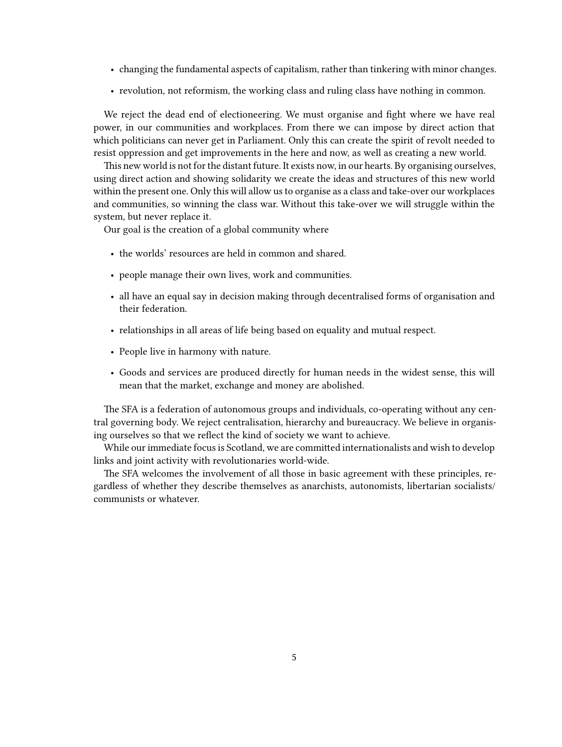- changing the fundamental aspects of capitalism, rather than tinkering with minor changes.
- revolution, not reformism, the working class and ruling class have nothing in common.

We reject the dead end of electioneering. We must organise and fight where we have real power, in our communities and workplaces. From there we can impose by direct action that which politicians can never get in Parliament. Only this can create the spirit of revolt needed to resist oppression and get improvements in the here and now, as well as creating a new world.

This new world is not for the distant future. It exists now, in our hearts. By organising ourselves, using direct action and showing solidarity we create the ideas and structures of this new world within the present one. Only this will allow us to organise as a class and take-over our workplaces and communities, so winning the class war. Without this take-over we will struggle within the system, but never replace it.

Our goal is the creation of a global community where

- the worlds' resources are held in common and shared.
- people manage their own lives, work and communities.
- all have an equal say in decision making through decentralised forms of organisation and their federation.
- relationships in all areas of life being based on equality and mutual respect.
- People live in harmony with nature.
- Goods and services are produced directly for human needs in the widest sense, this will mean that the market, exchange and money are abolished.

The SFA is a federation of autonomous groups and individuals, co-operating without any central governing body. We reject centralisation, hierarchy and bureaucracy. We believe in organising ourselves so that we reflect the kind of society we want to achieve.

While our immediate focus is Scotland, we are committed internationalists and wish to develop links and joint activity with revolutionaries world-wide.

The SFA welcomes the involvement of all those in basic agreement with these principles, regardless of whether they describe themselves as anarchists, autonomists, libertarian socialists/communists or whatever.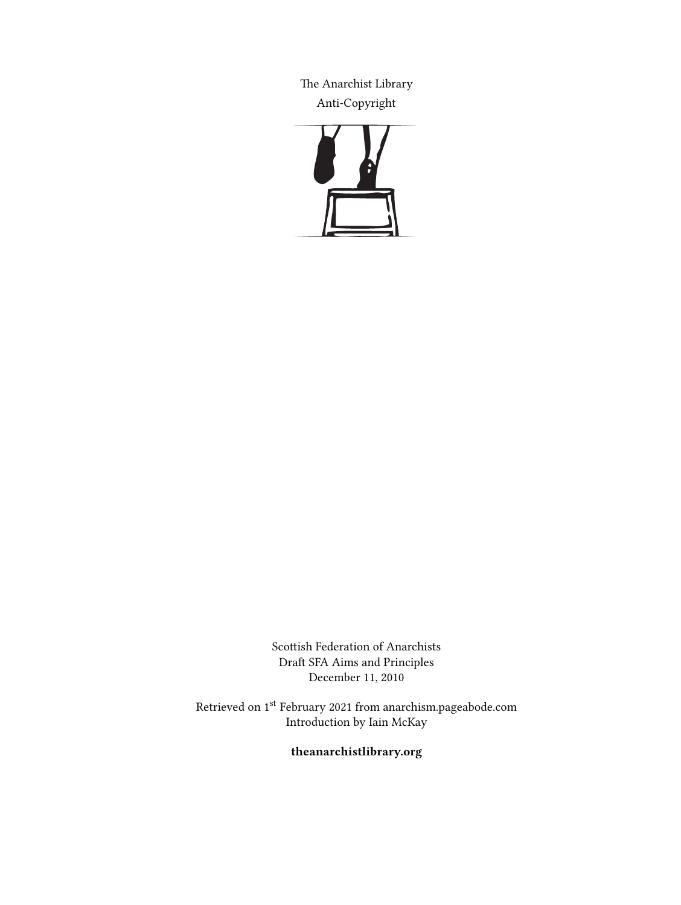The Anarchist Library
Anti-Copyright

Scottish Federation of Anarchists
Draft SFA Aims and Principles
December 11, 2010

Retrieved on 1st February 2021 from anarchism.pageabode.com
Introduction by Iain McKay

**theanarchistlibrary.org**